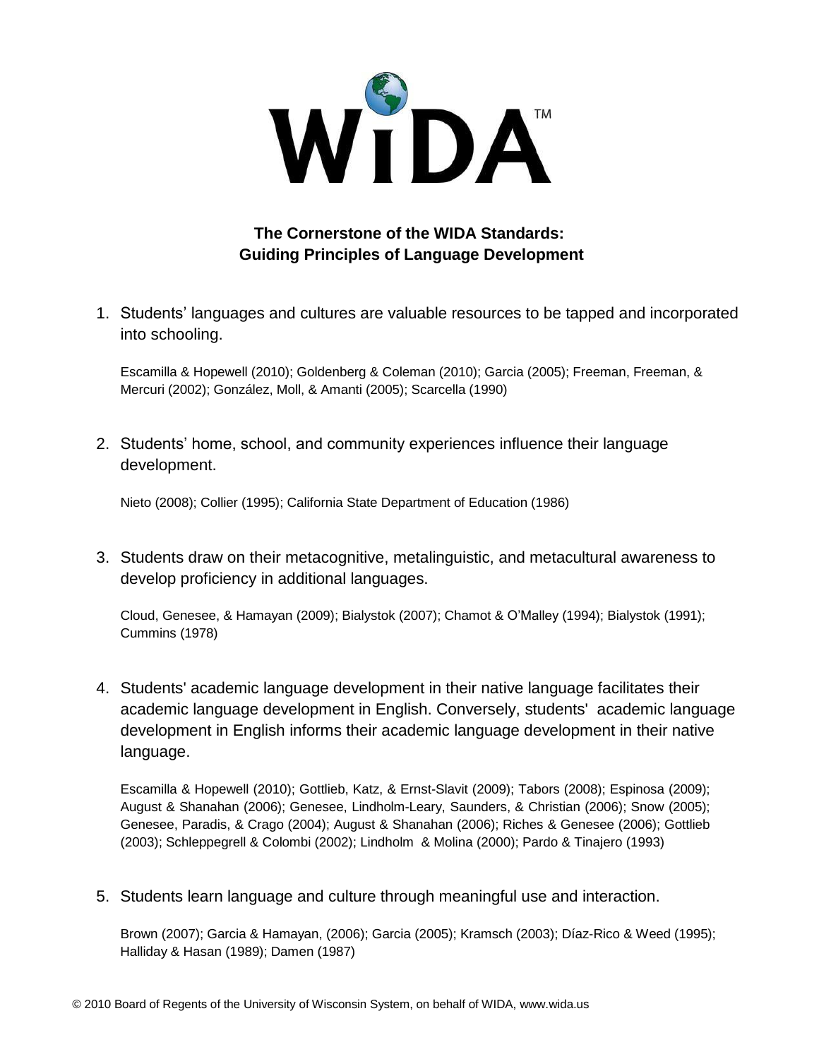WIDA™

## The Cornerstone of the WIDA Standards: Guiding Principles of Language Development

1. Students' languages and cultures are valuable resources to be tapped and incorporated into schooling.

   Escamilla & Hopewell (2010); Goldenberg & Coleman (2010); Garcia (2005); Freeman, Freeman, & Mercuri (2002); González, Moll, & Amanti (2005); Scarcella (1990)

2. Students' home, school, and community experiences influence their language development.

   Nieto (2008); Collier (1995); California State Department of Education (1986)

3. Students draw on their metacognitive, metalinguistic, and metacultural awareness to develop proficiency in additional languages.

   Cloud, Genesee, & Hamayan (2009); Bialystok (2007); Chamot & O'Malley (1994); Bialystok (1991); Cummins (1978)

4. Students' academic language development in their native language facilitates their academic language development in English. Conversely, students' academic language development in English informs their academic language development in their native language.

   Escamilla & Hopewell (2010); Gottlieb, Katz, & Ernst-Slavit (2009); Tabors (2008); Espinosa (2009); August & Shanahan (2006); Genesee, Lindholm-Leary, Saunders, & Christian (2006); Snow (2005); Genesee, Paradis, & Crago (2004); August & Shanahan (2006); Riches & Genesee (2006); Gottlieb (2003); Schleppegrell & Colombi (2002); Lindholm & Molina (2000); Pardo & Tinajero (1993)

5. Students learn language and culture through meaningful use and interaction.

   Brown (2007); Garcia & Hamayan, (2006); Garcia (2005); Kramsch (2003); Díaz-Rico & Weed (1995); Halliday & Hasan (1989); Damen (1987)

© 2010 Board of Regents of the University of Wisconsin System, on behalf of WIDA, www.wida.us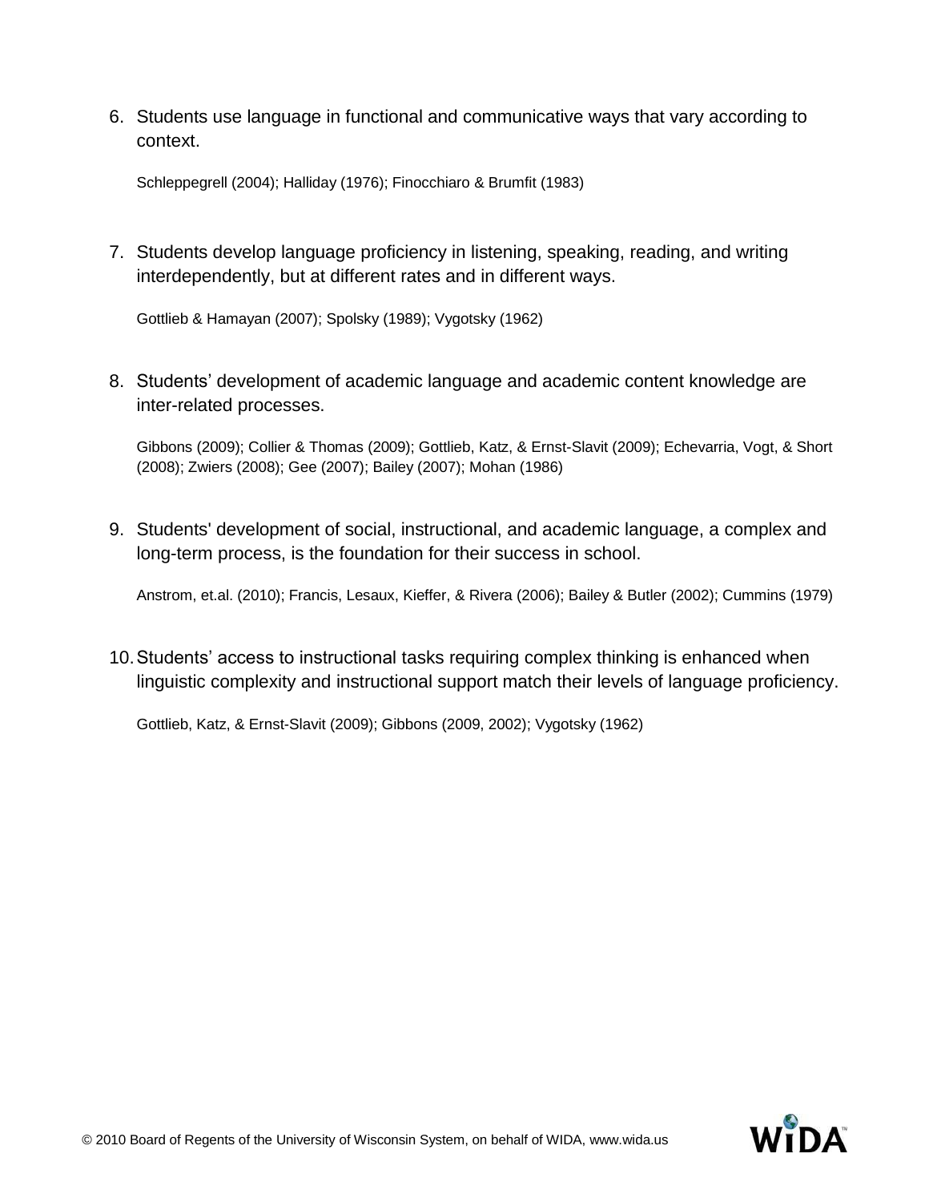6. Students use language in functional and communicative ways that vary according to context.

   Schleppegrell (2004); Halliday (1976); Finocchiaro & Brumfit (1983)

7. Students develop language proficiency in listening, speaking, reading, and writing interdependently, but at different rates and in different ways.

   Gottlieb & Hamayan (2007); Spolsky (1989); Vygotsky (1962)

8. Students' development of academic language and academic content knowledge are inter-related processes.

   Gibbons (2009); Collier & Thomas (2009); Gottlieb, Katz, & Ernst-Slavit (2009); Echevarria, Vogt, & Short (2008); Zwiers (2008); Gee (2007); Bailey (2007); Mohan (1986)

9. Students' development of social, instructional, and academic language, a complex and long-term process, is the foundation for their success in school.

   Anstrom, et.al. (2010); Francis, Lesaux, Kieffer, & Rivera (2006); Bailey & Butler (2002); Cummins (1979)

10. Students' access to instructional tasks requiring complex thinking is enhanced when linguistic complexity and instructional support match their levels of language proficiency.

    Gottlieb, Katz, & Ernst-Slavit (2009); Gibbons (2009, 2002); Vygotsky (1962)

© 2010 Board of Regents of the University of Wisconsin System, on behalf of WIDA, www.wida.us